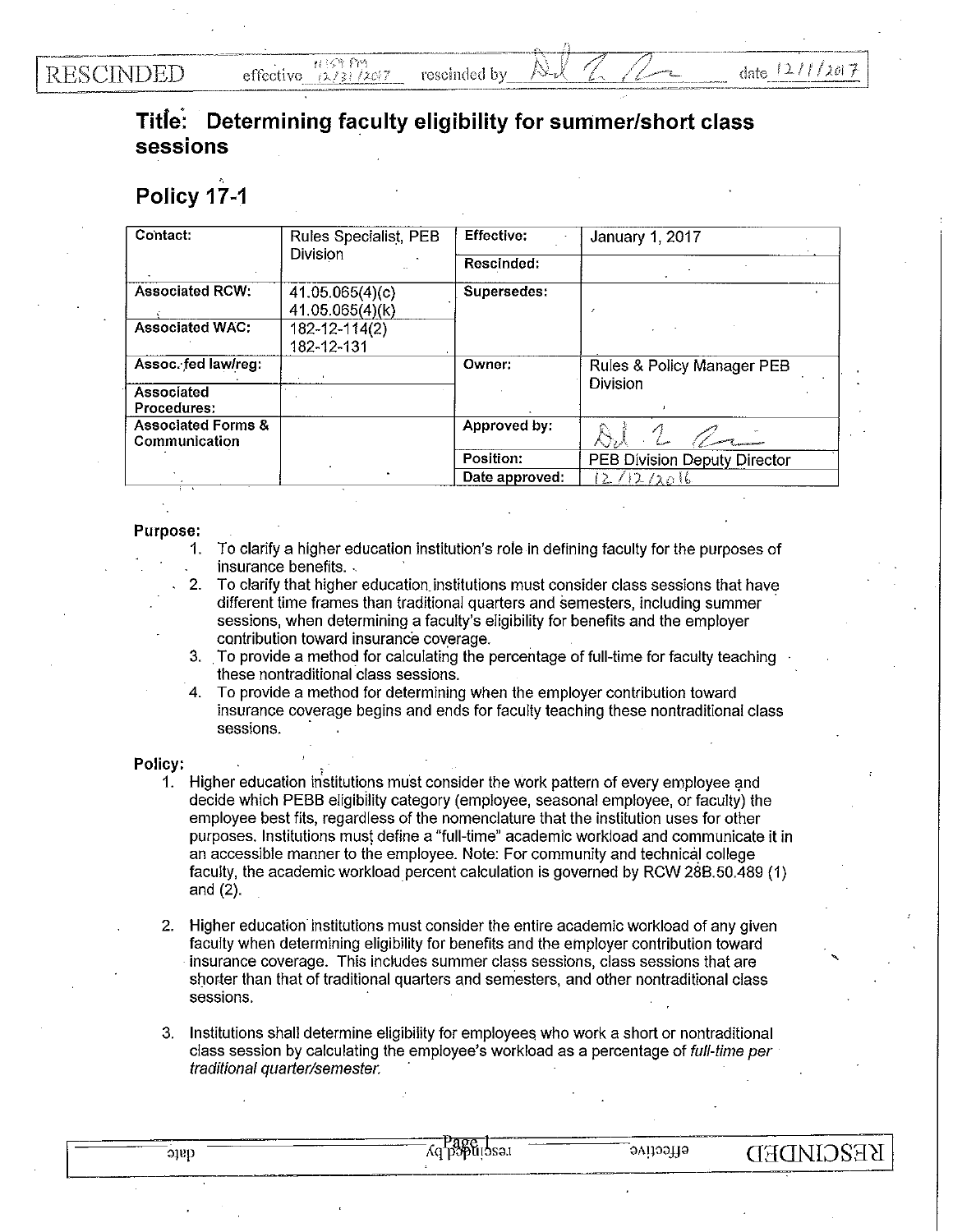RESCINDED effective 11:59 PM 12/31/2017 rescinded by [signature] date 12/1/2017

# Title: Determining faculty eligibility for summer/short class sessions

## Policy 17-1

| Contact: | Rules Specialist, PEB Division | Effective: | January 1, 2017 |
|---|---|---|---|
| | | Rescinded: | |
| Associated RCW: | 41.05.065(4)(c) 41.05.065(4)(k) | Supersedes: | |
| Associated WAC: | 182-12-114(2) 182-12-131 | | |
| Assoc. fed law/reg: | | Owner: | Rules & Policy Manager PEB Division |
| Associated Procedures: | | | |
| Associated Forms & Communication | | Approved by: | [signature] |
| | | Position: | PEB Division Deputy Director |
| | | Date approved: | 12/12/2016 |

**Purpose:**

1. To clarify a higher education institution's role in defining faculty for the purposes of insurance benefits.
2. To clarify that higher education institutions must consider class sessions that have different time frames than traditional quarters and semesters, including summer sessions, when determining a faculty's eligibility for benefits and the employer contribution toward insurance coverage.
3. To provide a method for calculating the percentage of full-time for faculty teaching these nontraditional class sessions.
4. To provide a method for determining when the employer contribution toward insurance coverage begins and ends for faculty teaching these nontraditional class sessions.

**Policy:**

1. Higher education institutions must consider the work pattern of every employee and decide which PEBB eligibility category (employee, seasonal employee, or faculty) the employee best fits, regardless of the nomenclature that the institution uses for other purposes. Institutions must define a "full-time" academic workload and communicate it in an accessible manner to the employee. Note: For community and technical college faculty, the academic workload percent calculation is governed by RCW 28B.50.489 (1) and (2).

2. Higher education institutions must consider the entire academic workload of any given faculty when determining eligibility for benefits and the employer contribution toward insurance coverage. This includes summer class sessions, class sessions that are shorter than that of traditional quarters and semesters, and other nontraditional class sessions.

3. Institutions shall determine eligibility for employees who work a short or nontraditional class session by calculating the employee's workload as a percentage of *full-time per traditional quarter/semester.*

RESCINDED effective rescinded by date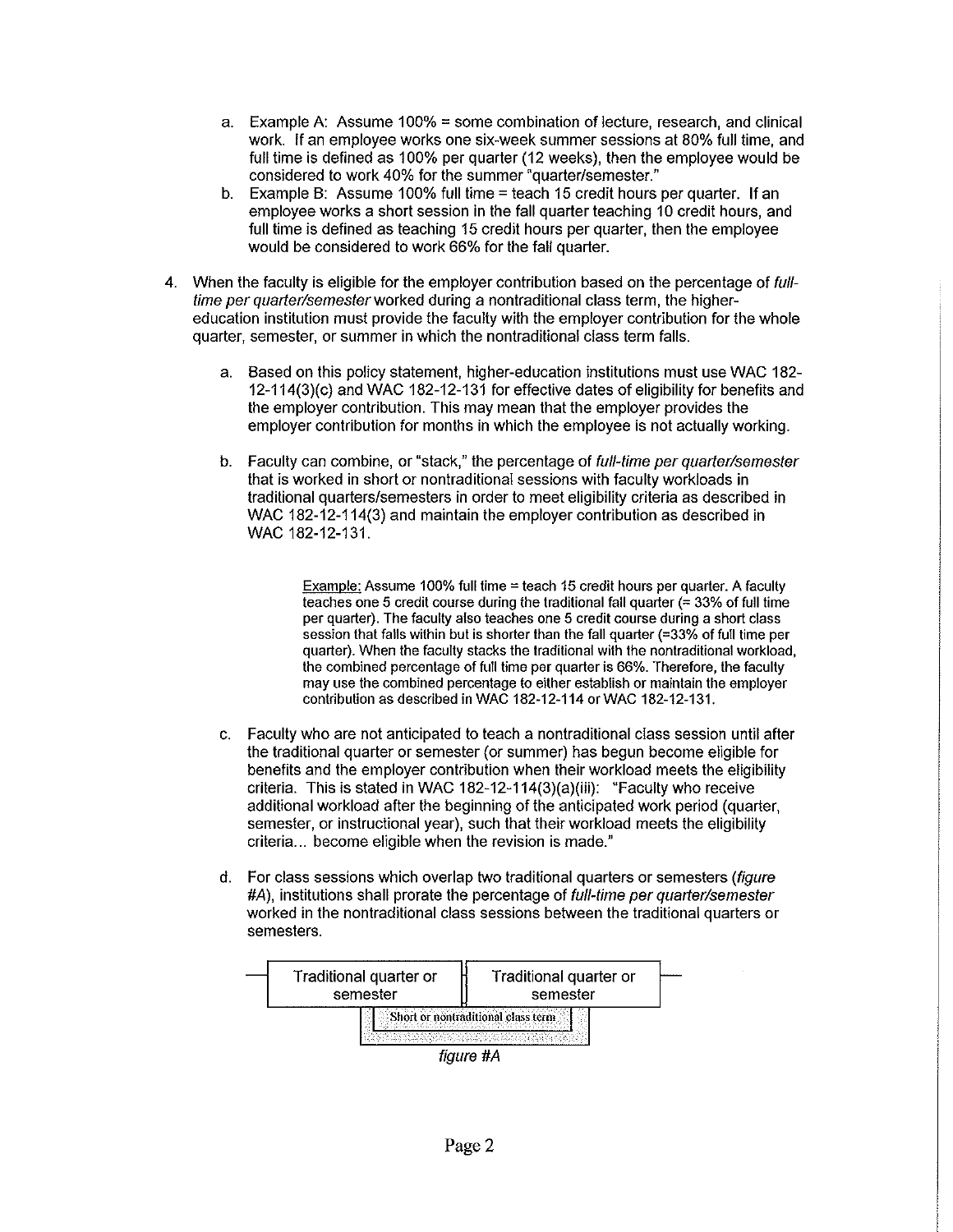a. Example A: Assume 100% = some combination of lecture, research, and clinical work. If an employee works one six-week summer sessions at 80% full time, and full time is defined as 100% per quarter (12 weeks), then the employee would be considered to work 40% for the summer "quarter/semester."

b. Example B: Assume 100% full time = teach 15 credit hours per quarter. If an employee works a short session in the fall quarter teaching 10 credit hours, and full time is defined as teaching 15 credit hours per quarter, then the employee would be considered to work 66% for the fall quarter.

4. When the faculty is eligible for the employer contribution based on the percentage of *full-time per quarter/semester* worked during a nontraditional class term, the higher-education institution must provide the faculty with the employer contribution for the whole quarter, semester, or summer in which the nontraditional class term falls.

   a. Based on this policy statement, higher-education institutions must use WAC 182-12-114(3)(c) and WAC 182-12-131 for effective dates of eligibility for benefits and the employer contribution. This may mean that the employer provides the employer contribution for months in which the employee is not actually working.

   b. Faculty can combine, or "stack," the percentage of *full-time per quarter/semester* that is worked in short or nontraditional sessions with faculty workloads in traditional quarters/semesters in order to meet eligibility criteria as described in WAC 182-12-114(3) and maintain the employer contribution as described in WAC 182-12-131.

      Example: Assume 100% full time = teach 15 credit hours per quarter. A faculty teaches one 5 credit course during the traditional fall quarter (= 33% of full time per quarter). The faculty also teaches one 5 credit course during a short class session that falls within but is shorter than the fall quarter (=33% of full time per quarter). When the faculty stacks the traditional with the nontraditional workload, the combined percentage of full time per quarter is 66%. Therefore, the faculty may use the combined percentage to either establish or maintain the employer contribution as described in WAC 182-12-114 or WAC 182-12-131.

   c. Faculty who are not anticipated to teach a nontraditional class session until after the traditional quarter or semester (or summer) has begun become eligible for benefits and the employer contribution when their workload meets the eligibility criteria. This is stated in WAC 182-12-114(3)(a)(iii): "Faculty who receive additional workload after the beginning of the anticipated work period (quarter, semester, or instructional year), such that their workload meets the eligibility criteria... become eligible when the revision is made."

   d. For class sessions which overlap two traditional quarters or semesters (*figure #A*), institutions shall prorate the percentage of *full-time per quarter/semester* worked in the nontraditional class sessions between the traditional quarters or semesters.

Traditional quarter or semester

Traditional quarter or semester

Short or nontraditional class term

*figure #A*